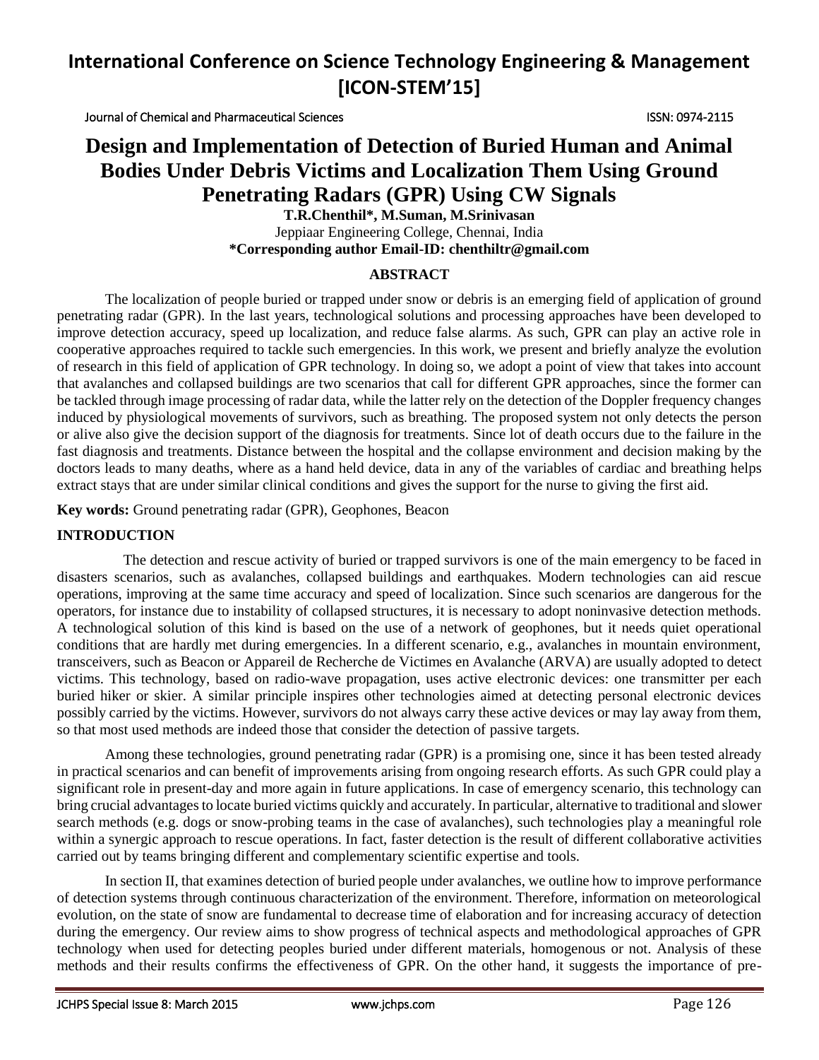# Design and Implementation of Detection of Buried Human and Animal Bodies Under Debris Victims and Localization Them Using Ground Penetrating Radars (GPR) Using CW Signals

**T.R.Chenthil*, M.Suman, M.Srinivasan**

Jeppiaar Engineering College, Chennai, India

**\*Corresponding author Email-ID: chenthiltr@gmail.com**

## ABSTRACT

The localization of people buried or trapped under snow or debris is an emerging field of application of ground penetrating radar (GPR). In the last years, technological solutions and processing approaches have been developed to improve detection accuracy, speed up localization, and reduce false alarms. As such, GPR can play an active role in cooperative approaches required to tackle such emergencies. In this work, we present and briefly analyze the evolution of research in this field of application of GPR technology. In doing so, we adopt a point of view that takes into account that avalanches and collapsed buildings are two scenarios that call for different GPR approaches, since the former can be tackled through image processing of radar data, while the latter rely on the detection of the Doppler frequency changes induced by physiological movements of survivors, such as breathing. The proposed system not only detects the person or alive also give the decision support of the diagnosis for treatments. Since lot of death occurs due to the failure in the fast diagnosis and treatments. Distance between the hospital and the collapse environment and decision making by the doctors leads to many deaths, where as a hand held device, data in any of the variables of cardiac and breathing helps extract stays that are under similar clinical conditions and gives the support for the nurse to giving the first aid.

**Key words:** Ground penetrating radar (GPR), Geophones, Beacon

## INTRODUCTION

The detection and rescue activity of buried or trapped survivors is one of the main emergency to be faced in disasters scenarios, such as avalanches, collapsed buildings and earthquakes. Modern technologies can aid rescue operations, improving at the same time accuracy and speed of localization. Since such scenarios are dangerous for the operators, for instance due to instability of collapsed structures, it is necessary to adopt noninvasive detection methods. A technological solution of this kind is based on the use of a network of geophones, but it needs quiet operational conditions that are hardly met during emergencies. In a different scenario, e.g., avalanches in mountain environment, transceivers, such as Beacon or Appareil de Recherche de Victimes en Avalanche (ARVA) are usually adopted to detect victims. This technology, based on radio-wave propagation, uses active electronic devices: one transmitter per each buried hiker or skier. A similar principle inspires other technologies aimed at detecting personal electronic devices possibly carried by the victims. However, survivors do not always carry these active devices or may lay away from them, so that most used methods are indeed those that consider the detection of passive targets.

Among these technologies, ground penetrating radar (GPR) is a promising one, since it has been tested already in practical scenarios and can benefit of improvements arising from ongoing research efforts. As such GPR could play a significant role in present-day and more again in future applications. In case of emergency scenario, this technology can bring crucial advantages to locate buried victims quickly and accurately. In particular, alternative to traditional and slower search methods (e.g. dogs or snow-probing teams in the case of avalanches), such technologies play a meaningful role within a synergic approach to rescue operations. In fact, faster detection is the result of different collaborative activities carried out by teams bringing different and complementary scientific expertise and tools.

In section II, that examines detection of buried people under avalanches, we outline how to improve performance of detection systems through continuous characterization of the environment. Therefore, information on meteorological evolution, on the state of snow are fundamental to decrease time of elaboration and for increasing accuracy of detection during the emergency. Our review aims to show progress of technical aspects and methodological approaches of GPR technology when used for detecting peoples buried under different materials, homogenous or not. Analysis of these methods and their results confirms the effectiveness of GPR. On the other hand, it suggests the importance of pre-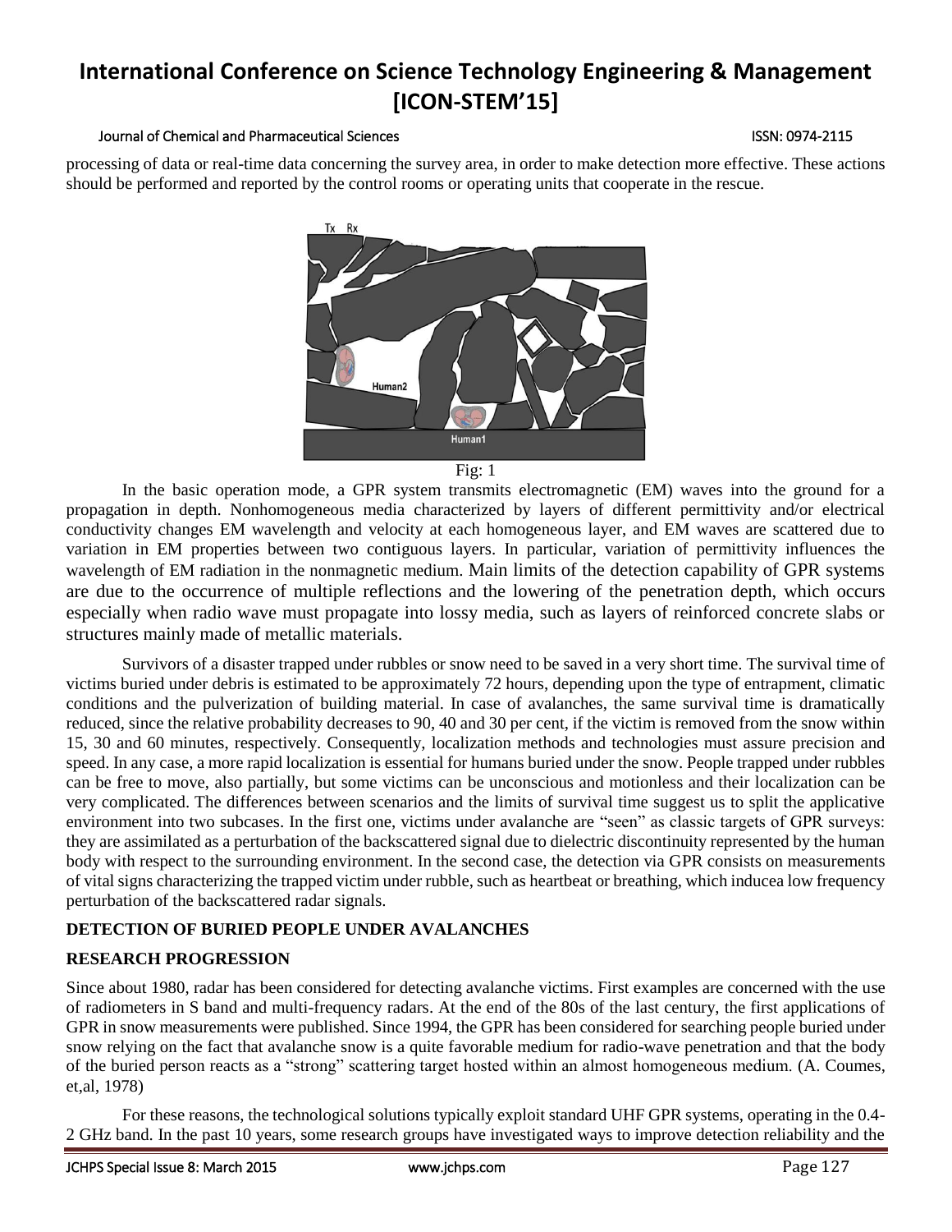processing of data or real-time data concerning the survey area, in order to make detection more effective. These actions should be performed and reported by the control rooms or operating units that cooperate in the rescue.

Tx Rx

Human2

Human1

Fig: 1

In the basic operation mode, a GPR system transmits electromagnetic (EM) waves into the ground for a propagation in depth. Nonhomogeneous media characterized by layers of different permittivity and/or electrical conductivity changes EM wavelength and velocity at each homogeneous layer, and EM waves are scattered due to variation in EM properties between two contiguous layers. In particular, variation of permittivity influences the wavelength of EM radiation in the nonmagnetic medium. Main limits of the detection capability of GPR systems are due to the occurrence of multiple reflections and the lowering of the penetration depth, which occurs especially when radio wave must propagate into lossy media, such as layers of reinforced concrete slabs or structures mainly made of metallic materials.

Survivors of a disaster trapped under rubbles or snow need to be saved in a very short time. The survival time of victims buried under debris is estimated to be approximately 72 hours, depending upon the type of entrapment, climatic conditions and the pulverization of building material. In case of avalanches, the same survival time is dramatically reduced, since the relative probability decreases to 90, 40 and 30 per cent, if the victim is removed from the snow within 15, 30 and 60 minutes, respectively. Consequently, localization methods and technologies must assure precision and speed. In any case, a more rapid localization is essential for humans buried under the snow. People trapped under rubbles can be free to move, also partially, but some victims can be unconscious and motionless and their localization can be very complicated. The differences between scenarios and the limits of survival time suggest us to split the applicative environment into two subcases. In the first one, victims under avalanche are "seen" as classic targets of GPR surveys: they are assimilated as a perturbation of the backscattered signal due to dielectric discontinuity represented by the human body with respect to the surrounding environment. In the second case, the detection via GPR consists on measurements of vital signs characterizing the trapped victim under rubble, such as heartbeat or breathing, which inducea low frequency perturbation of the backscattered radar signals.

**DETECTION OF BURIED PEOPLE UNDER AVALANCHES**

**RESEARCH PROGRESSION**

Since about 1980, radar has been considered for detecting avalanche victims. First examples are concerned with the use of radiometers in S band and multi-frequency radars. At the end of the 80s of the last century, the first applications of GPR in snow measurements were published. Since 1994, the GPR has been considered for searching people buried under snow relying on the fact that avalanche snow is a quite favorable medium for radio-wave penetration and that the body of the buried person reacts as a "strong" scattering target hosted within an almost homogeneous medium. (A. Coumes, et,al, 1978)

For these reasons, the technological solutions typically exploit standard UHF GPR systems, operating in the 0.4-2 GHz band. In the past 10 years, some research groups have investigated ways to improve detection reliability and the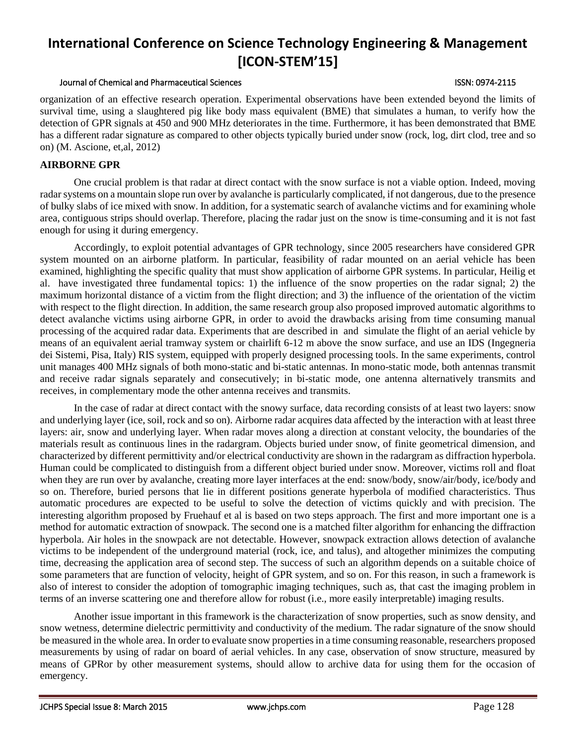organization of an effective research operation. Experimental observations have been extended beyond the limits of survival time, using a slaughtered pig like body mass equivalent (BME) that simulates a human, to verify how the detection of GPR signals at 450 and 900 MHz deteriorates in the time. Furthermore, it has been demonstrated that BME has a different radar signature as compared to other objects typically buried under snow (rock, log, dirt clod, tree and so on) (M. Ascione, et,al, 2012)

## AIRBORNE GPR

One crucial problem is that radar at direct contact with the snow surface is not a viable option. Indeed, moving radar systems on a mountain slope run over by avalanche is particularly complicated, if not dangerous, due to the presence of bulky slabs of ice mixed with snow. In addition, for a systematic search of avalanche victims and for examining whole area, contiguous strips should overlap. Therefore, placing the radar just on the snow is time-consuming and it is not fast enough for using it during emergency.

Accordingly, to exploit potential advantages of GPR technology, since 2005 researchers have considered GPR system mounted on an airborne platform. In particular, feasibility of radar mounted on an aerial vehicle has been examined, highlighting the specific quality that must show application of airborne GPR systems. In particular, Heilig et al. have investigated three fundamental topics: 1) the influence of the snow properties on the radar signal; 2) the maximum horizontal distance of a victim from the flight direction; and 3) the influence of the orientation of the victim with respect to the flight direction. In addition, the same research group also proposed improved automatic algorithms to detect avalanche victims using airborne GPR, in order to avoid the drawbacks arising from time consuming manual processing of the acquired radar data. Experiments that are described in and simulate the flight of an aerial vehicle by means of an equivalent aerial tramway system or chairlift 6-12 m above the snow surface, and use an IDS (Ingegneria dei Sistemi, Pisa, Italy) RIS system, equipped with properly designed processing tools. In the same experiments, control unit manages 400 MHz signals of both mono-static and bi-static antennas. In mono-static mode, both antennas transmit and receive radar signals separately and consecutively; in bi-static mode, one antenna alternatively transmits and receives, in complementary mode the other antenna receives and transmits.

In the case of radar at direct contact with the snowy surface, data recording consists of at least two layers: snow and underlying layer (ice, soil, rock and so on). Airborne radar acquires data affected by the interaction with at least three layers: air, snow and underlying layer. When radar moves along a direction at constant velocity, the boundaries of the materials result as continuous lines in the radargram. Objects buried under snow, of finite geometrical dimension, and characterized by different permittivity and/or electrical conductivity are shown in the radargram as diffraction hyperbola. Human could be complicated to distinguish from a different object buried under snow. Moreover, victims roll and float when they are run over by avalanche, creating more layer interfaces at the end: snow/body, snow/air/body, ice/body and so on. Therefore, buried persons that lie in different positions generate hyperbola of modified characteristics. Thus automatic procedures are expected to be useful to solve the detection of victims quickly and with precision. The interesting algorithm proposed by Fruehauf et al is based on two steps approach. The first and more important one is a method for automatic extraction of snowpack. The second one is a matched filter algorithm for enhancing the diffraction hyperbola. Air holes in the snowpack are not detectable. However, snowpack extraction allows detection of avalanche victims to be independent of the underground material (rock, ice, and talus), and altogether minimizes the computing time, decreasing the application area of second step. The success of such an algorithm depends on a suitable choice of some parameters that are function of velocity, height of GPR system, and so on. For this reason, in such a framework is also of interest to consider the adoption of tomographic imaging techniques, such as, that cast the imaging problem in terms of an inverse scattering one and therefore allow for robust (i.e., more easily interpretable) imaging results.

Another issue important in this framework is the characterization of snow properties, such as snow density, and snow wetness, determine dielectric permittivity and conductivity of the medium. The radar signature of the snow should be measured in the whole area. In order to evaluate snow properties in a time consuming reasonable, researchers proposed measurements by using of radar on board of aerial vehicles. In any case, observation of snow structure, measured by means of GPRor by other measurement systems, should allow to archive data for using them for the occasion of emergency.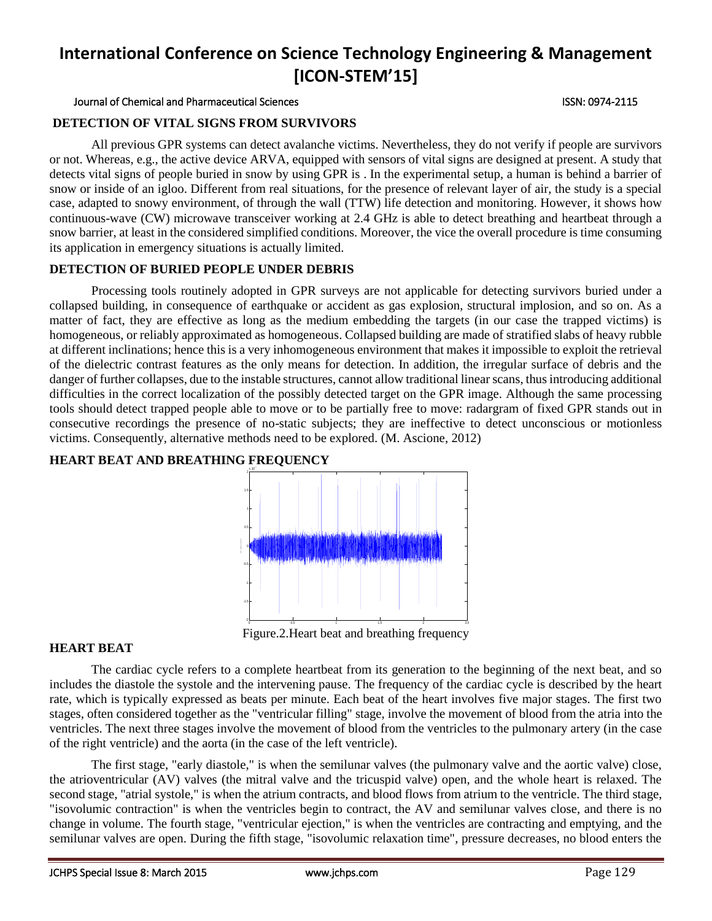## DETECTION OF VITAL SIGNS FROM SURVIVORS

All previous GPR systems can detect avalanche victims. Nevertheless, they do not verify if people are survivors or not. Whereas, e.g., the active device ARVA, equipped with sensors of vital signs are designed at present. A study that detects vital signs of people buried in snow by using GPR is . In the experimental setup, a human is behind a barrier of snow or inside of an igloo. Different from real situations, for the presence of relevant layer of air, the study is a special case, adapted to snowy environment, of through the wall (TTW) life detection and monitoring. However, it shows how continuous-wave (CW) microwave transceiver working at 2.4 GHz is able to detect breathing and heartbeat through a snow barrier, at least in the considered simplified conditions. Moreover, the vice the overall procedure is time consuming its application in emergency situations is actually limited.

## DETECTION OF BURIED PEOPLE UNDER DEBRIS

Processing tools routinely adopted in GPR surveys are not applicable for detecting survivors buried under a collapsed building, in consequence of earthquake or accident as gas explosion, structural implosion, and so on. As a matter of fact, they are effective as long as the medium embedding the targets (in our case the trapped victims) is homogeneous, or reliably approximated as homogeneous. Collapsed building are made of stratified slabs of heavy rubble at different inclinations; hence this is a very inhomogeneous environment that makes it impossible to exploit the retrieval of the dielectric contrast features as the only means for detection. In addition, the irregular surface of debris and the danger of further collapses, due to the instable structures, cannot allow traditional linear scans, thus introducing additional difficulties in the correct localization of the possibly detected target on the GPR image. Although the same processing tools should detect trapped people able to move or to be partially free to move: radargram of fixed GPR stands out in consecutive recordings the presence of no-static subjects; they are ineffective to detect unconscious or motionless victims. Consequently, alternative methods need to be explored. (M. Ascione, 2012)

## HEART BEAT AND BREATHING FREQUENCY

Figure.2.Heart beat and breathing frequency

## HEART BEAT

The cardiac cycle refers to a complete heartbeat from its generation to the beginning of the next beat, and so includes the diastole the systole and the intervening pause. The frequency of the cardiac cycle is described by the heart rate, which is typically expressed as beats per minute. Each beat of the heart involves five major stages. The first two stages, often considered together as the "ventricular filling" stage, involve the movement of blood from the atria into the ventricles. The next three stages involve the movement of blood from the ventricles to the pulmonary artery (in the case of the right ventricle) and the aorta (in the case of the left ventricle).

The first stage, "early diastole," is when the semilunar valves (the pulmonary valve and the aortic valve) close, the atrioventricular (AV) valves (the mitral valve and the tricuspid valve) open, and the whole heart is relaxed. The second stage, "atrial systole," is when the atrium contracts, and blood flows from atrium to the ventricle. The third stage, "isovolumic contraction" is when the ventricles begin to contract, the AV and semilunar valves close, and there is no change in volume. The fourth stage, "ventricular ejection," is when the ventricles are contracting and emptying, and the semilunar valves are open. During the fifth stage, "isovolumic relaxation time", pressure decreases, no blood enters the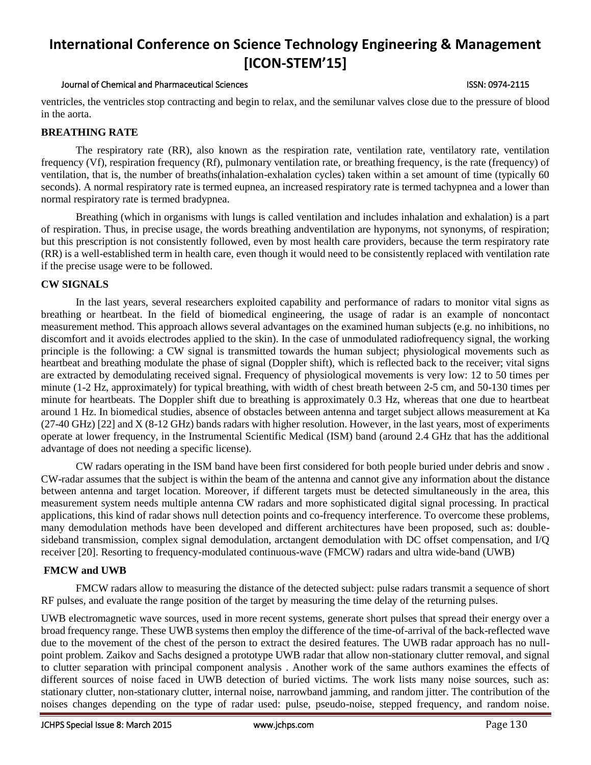ventricles, the ventricles stop contracting and begin to relax, and the semilunar valves close due to the pressure of blood in the aorta.

## BREATHING RATE

The respiratory rate (RR), also known as the respiration rate, ventilation rate, ventilatory rate, ventilation frequency (Vf), respiration frequency (Rf), pulmonary ventilation rate, or breathing frequency, is the rate (frequency) of ventilation, that is, the number of breaths(inhalation-exhalation cycles) taken within a set amount of time (typically 60 seconds). A normal respiratory rate is termed eupnea, an increased respiratory rate is termed tachypnea and a lower than normal respiratory rate is termed bradypnea.

Breathing (which in organisms with lungs is called ventilation and includes inhalation and exhalation) is a part of respiration. Thus, in precise usage, the words breathing andventilation are hyponyms, not synonyms, of respiration; but this prescription is not consistently followed, even by most health care providers, because the term respiratory rate (RR) is a well-established term in health care, even though it would need to be consistently replaced with ventilation rate if the precise usage were to be followed.

## CW SIGNALS

In the last years, several researchers exploited capability and performance of radars to monitor vital signs as breathing or heartbeat. In the field of biomedical engineering, the usage of radar is an example of noncontact measurement method. This approach allows several advantages on the examined human subjects (e.g. no inhibitions, no discomfort and it avoids electrodes applied to the skin). In the case of unmodulated radiofrequency signal, the working principle is the following: a CW signal is transmitted towards the human subject; physiological movements such as heartbeat and breathing modulate the phase of signal (Doppler shift), which is reflected back to the receiver; vital signs are extracted by demodulating received signal. Frequency of physiological movements is very low: 12 to 50 times per minute (1-2 Hz, approximately) for typical breathing, with width of chest breath between 2-5 cm, and 50-130 times per minute for heartbeats. The Doppler shift due to breathing is approximately 0.3 Hz, whereas that one due to heartbeat around 1 Hz. In biomedical studies, absence of obstacles between antenna and target subject allows measurement at Ka (27-40 GHz) [22] and X (8-12 GHz) bands radars with higher resolution. However, in the last years, most of experiments operate at lower frequency, in the Instrumental Scientific Medical (ISM) band (around 2.4 GHz that has the additional advantage of does not needing a specific license).

CW radars operating in the ISM band have been first considered for both people buried under debris and snow . CW-radar assumes that the subject is within the beam of the antenna and cannot give any information about the distance between antenna and target location. Moreover, if different targets must be detected simultaneously in the area, this measurement system needs multiple antenna CW radars and more sophisticated digital signal processing. In practical applications, this kind of radar shows null detection points and co-frequency interference. To overcome these problems, many demodulation methods have been developed and different architectures have been proposed, such as: double-sideband transmission, complex signal demodulation, arctangent demodulation with DC offset compensation, and I/Q receiver [20]. Resorting to frequency-modulated continuous-wave (FMCW) radars and ultra wide-band (UWB)

## FMCW and UWB

FMCW radars allow to measuring the distance of the detected subject: pulse radars transmit a sequence of short RF pulses, and evaluate the range position of the target by measuring the time delay of the returning pulses.

UWB electromagnetic wave sources, used in more recent systems, generate short pulses that spread their energy over a broad frequency range. These UWB systems then employ the difference of the time-of-arrival of the back-reflected wave due to the movement of the chest of the person to extract the desired features. The UWB radar approach has no null-point problem. Zaikov and Sachs designed a prototype UWB radar that allow non-stationary clutter removal, and signal to clutter separation with principal component analysis . Another work of the same authors examines the effects of different sources of noise faced in UWB detection of buried victims. The work lists many noise sources, such as: stationary clutter, non-stationary clutter, internal noise, narrowband jamming, and random jitter. The contribution of the noises changes depending on the type of radar used: pulse, pseudo-noise, stepped frequency, and random noise.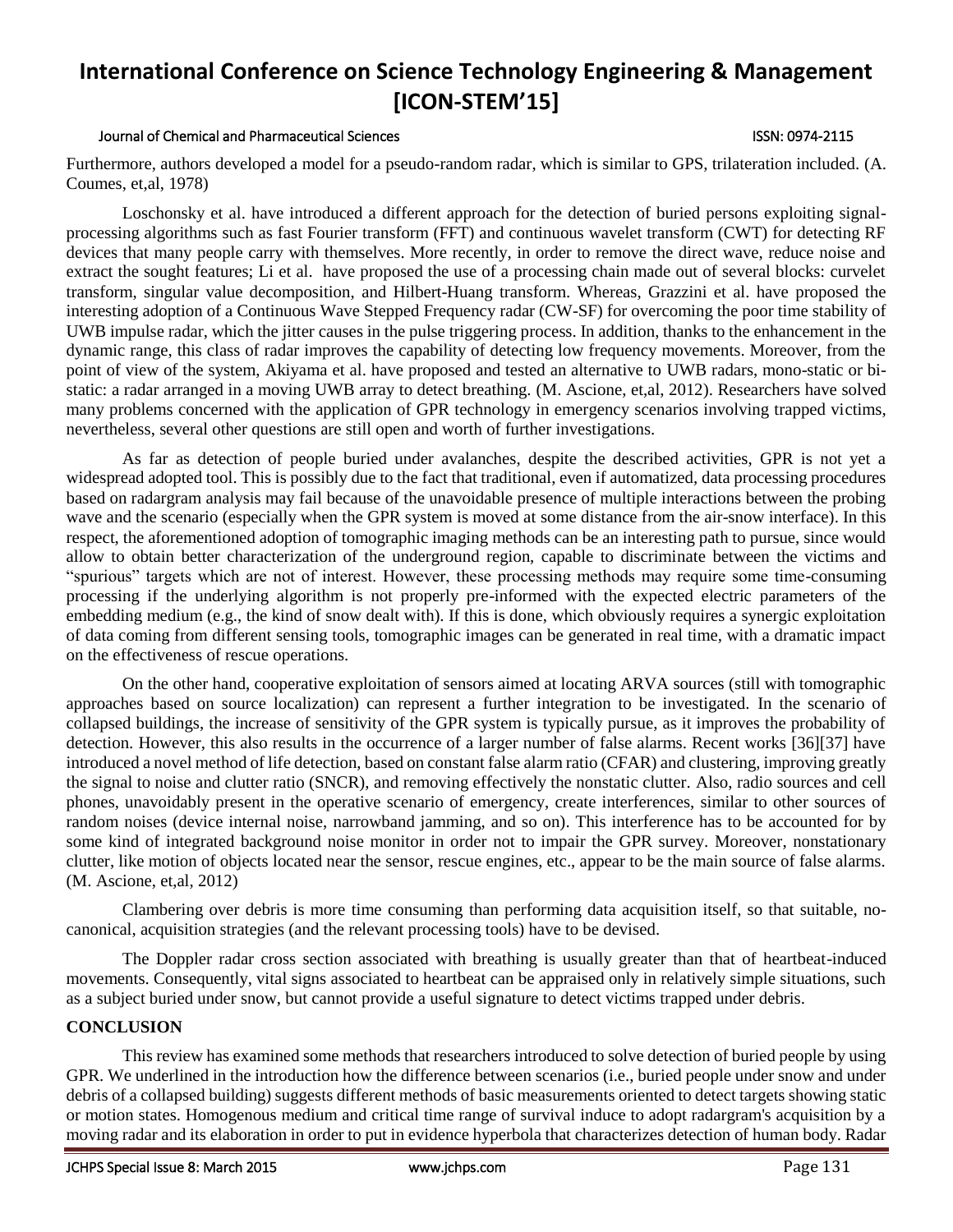Furthermore, authors developed a model for a pseudo-random radar, which is similar to GPS, trilateration included. (A. Coumes, et,al, 1978)

Loschonsky et al. have introduced a different approach for the detection of buried persons exploiting signal-processing algorithms such as fast Fourier transform (FFT) and continuous wavelet transform (CWT) for detecting RF devices that many people carry with themselves. More recently, in order to remove the direct wave, reduce noise and extract the sought features; Li et al. have proposed the use of a processing chain made out of several blocks: curvelet transform, singular value decomposition, and Hilbert-Huang transform. Whereas, Grazzini et al. have proposed the interesting adoption of a Continuous Wave Stepped Frequency radar (CW-SF) for overcoming the poor time stability of UWB impulse radar, which the jitter causes in the pulse triggering process. In addition, thanks to the enhancement in the dynamic range, this class of radar improves the capability of detecting low frequency movements. Moreover, from the point of view of the system, Akiyama et al. have proposed and tested an alternative to UWB radars, mono-static or bi-static: a radar arranged in a moving UWB array to detect breathing. (M. Ascione, et,al, 2012). Researchers have solved many problems concerned with the application of GPR technology in emergency scenarios involving trapped victims, nevertheless, several other questions are still open and worth of further investigations.

As far as detection of people buried under avalanches, despite the described activities, GPR is not yet a widespread adopted tool. This is possibly due to the fact that traditional, even if automatized, data processing procedures based on radargram analysis may fail because of the unavoidable presence of multiple interactions between the probing wave and the scenario (especially when the GPR system is moved at some distance from the air-snow interface). In this respect, the aforementioned adoption of tomographic imaging methods can be an interesting path to pursue, since would allow to obtain better characterization of the underground region, capable to discriminate between the victims and "spurious" targets which are not of interest. However, these processing methods may require some time-consuming processing if the underlying algorithm is not properly pre-informed with the expected electric parameters of the embedding medium (e.g., the kind of snow dealt with). If this is done, which obviously requires a synergic exploitation of data coming from different sensing tools, tomographic images can be generated in real time, with a dramatic impact on the effectiveness of rescue operations.

On the other hand, cooperative exploitation of sensors aimed at locating ARVA sources (still with tomographic approaches based on source localization) can represent a further integration to be investigated. In the scenario of collapsed buildings, the increase of sensitivity of the GPR system is typically pursue, as it improves the probability of detection. However, this also results in the occurrence of a larger number of false alarms. Recent works [36][37] have introduced a novel method of life detection, based on constant false alarm ratio (CFAR) and clustering, improving greatly the signal to noise and clutter ratio (SNCR), and removing effectively the nonstatic clutter. Also, radio sources and cell phones, unavoidably present in the operative scenario of emergency, create interferences, similar to other sources of random noises (device internal noise, narrowband jamming, and so on). This interference has to be accounted for by some kind of integrated background noise monitor in order not to impair the GPR survey. Moreover, nonstationary clutter, like motion of objects located near the sensor, rescue engines, etc., appear to be the main source of false alarms. (M. Ascione, et,al, 2012)

Clambering over debris is more time consuming than performing data acquisition itself, so that suitable, no-canonical, acquisition strategies (and the relevant processing tools) have to be devised.

The Doppler radar cross section associated with breathing is usually greater than that of heartbeat-induced movements. Consequently, vital signs associated to heartbeat can be appraised only in relatively simple situations, such as a subject buried under snow, but cannot provide a useful signature to detect victims trapped under debris.

## CONCLUSION

This review has examined some methods that researchers introduced to solve detection of buried people by using GPR. We underlined in the introduction how the difference between scenarios (i.e., buried people under snow and under debris of a collapsed building) suggests different methods of basic measurements oriented to detect targets showing static or motion states. Homogenous medium and critical time range of survival induce to adopt radargram's acquisition by a moving radar and its elaboration in order to put in evidence hyperbola that characterizes detection of human body. Radar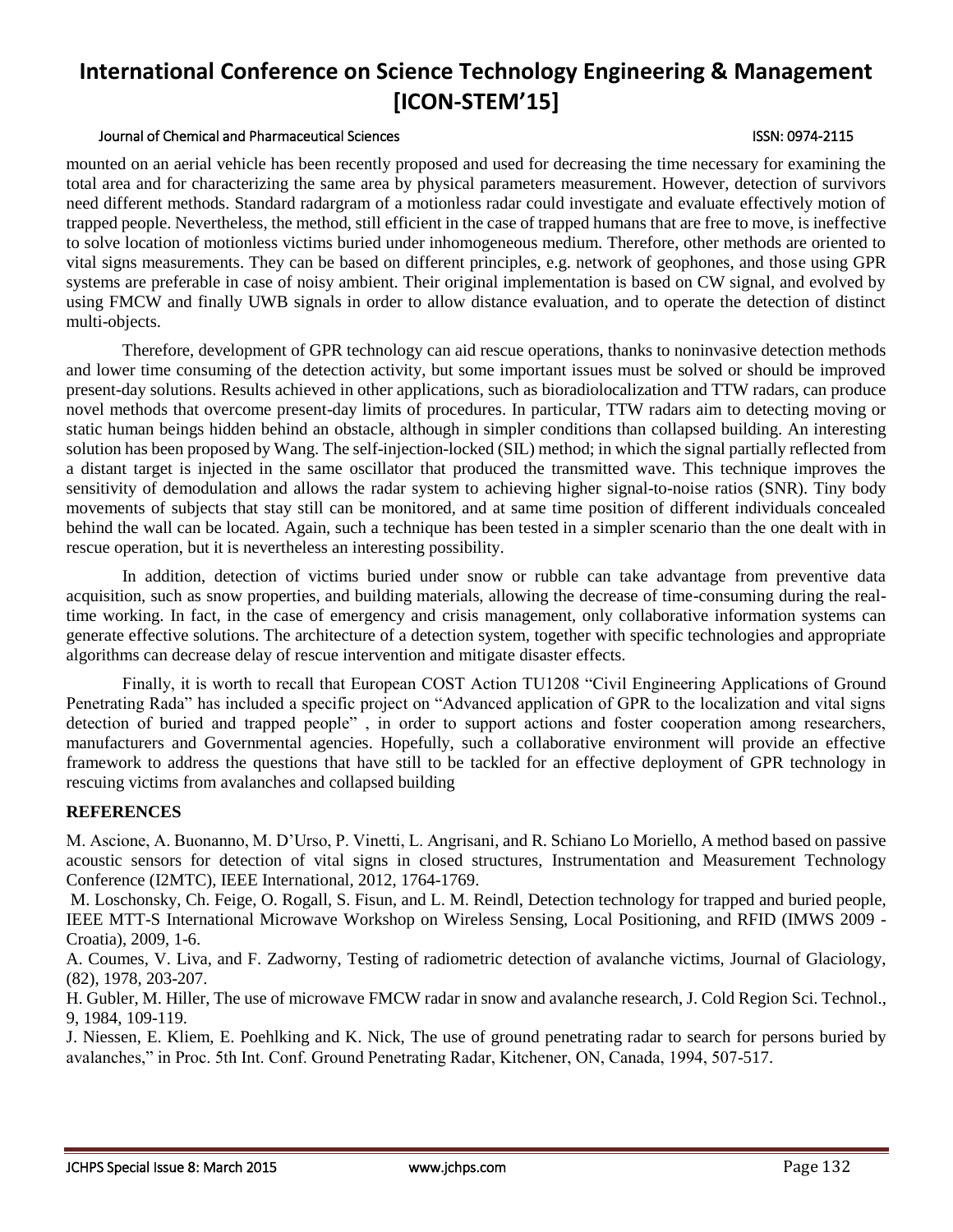mounted on an aerial vehicle has been recently proposed and used for decreasing the time necessary for examining the total area and for characterizing the same area by physical parameters measurement. However, detection of survivors need different methods. Standard radargram of a motionless radar could investigate and evaluate effectively motion of trapped people. Nevertheless, the method, still efficient in the case of trapped humans that are free to move, is ineffective to solve location of motionless victims buried under inhomogeneous medium. Therefore, other methods are oriented to vital signs measurements. They can be based on different principles, e.g. network of geophones, and those using GPR systems are preferable in case of noisy ambient. Their original implementation is based on CW signal, and evolved by using FMCW and finally UWB signals in order to allow distance evaluation, and to operate the detection of distinct multi-objects.

Therefore, development of GPR technology can aid rescue operations, thanks to noninvasive detection methods and lower time consuming of the detection activity, but some important issues must be solved or should be improved present-day solutions. Results achieved in other applications, such as bioradiolocalization and TTW radars, can produce novel methods that overcome present-day limits of procedures. In particular, TTW radars aim to detecting moving or static human beings hidden behind an obstacle, although in simpler conditions than collapsed building. An interesting solution has been proposed by Wang. The self-injection-locked (SIL) method; in which the signal partially reflected from a distant target is injected in the same oscillator that produced the transmitted wave. This technique improves the sensitivity of demodulation and allows the radar system to achieving higher signal-to-noise ratios (SNR). Tiny body movements of subjects that stay still can be monitored, and at same time position of different individuals concealed behind the wall can be located. Again, such a technique has been tested in a simpler scenario than the one dealt with in rescue operation, but it is nevertheless an interesting possibility.

In addition, detection of victims buried under snow or rubble can take advantage from preventive data acquisition, such as snow properties, and building materials, allowing the decrease of time-consuming during the real-time working. In fact, in the case of emergency and crisis management, only collaborative information systems can generate effective solutions. The architecture of a detection system, together with specific technologies and appropriate algorithms can decrease delay of rescue intervention and mitigate disaster effects.

Finally, it is worth to recall that European COST Action TU1208 "Civil Engineering Applications of Ground Penetrating Rada" has included a specific project on "Advanced application of GPR to the localization and vital signs detection of buried and trapped people" , in order to support actions and foster cooperation among researchers, manufacturers and Governmental agencies. Hopefully, such a collaborative environment will provide an effective framework to address the questions that have still to be tackled for an effective deployment of GPR technology in rescuing victims from avalanches and collapsed building

## REFERENCES

M. Ascione, A. Buonanno, M. D'Urso, P. Vinetti, L. Angrisani, and R. Schiano Lo Moriello, A method based on passive acoustic sensors for detection of vital signs in closed structures, Instrumentation and Measurement Technology Conference (I2MTC), IEEE International, 2012, 1764-1769.

M. Loschonsky, Ch. Feige, O. Rogall, S. Fisun, and L. M. Reindl, Detection technology for trapped and buried people, IEEE MTT-S International Microwave Workshop on Wireless Sensing, Local Positioning, and RFID (IMWS 2009 - Croatia), 2009, 1-6.

A. Coumes, V. Liva, and F. Zadworny, Testing of radiometric detection of avalanche victims, Journal of Glaciology, (82), 1978, 203-207.

H. Gubler, M. Hiller, The use of microwave FMCW radar in snow and avalanche research, J. Cold Region Sci. Technol., 9, 1984, 109-119.

J. Niessen, E. Kliem, E. Poehlking and K. Nick, The use of ground penetrating radar to search for persons buried by avalanches," in Proc. 5th Int. Conf. Ground Penetrating Radar, Kitchener, ON, Canada, 1994, 507-517.